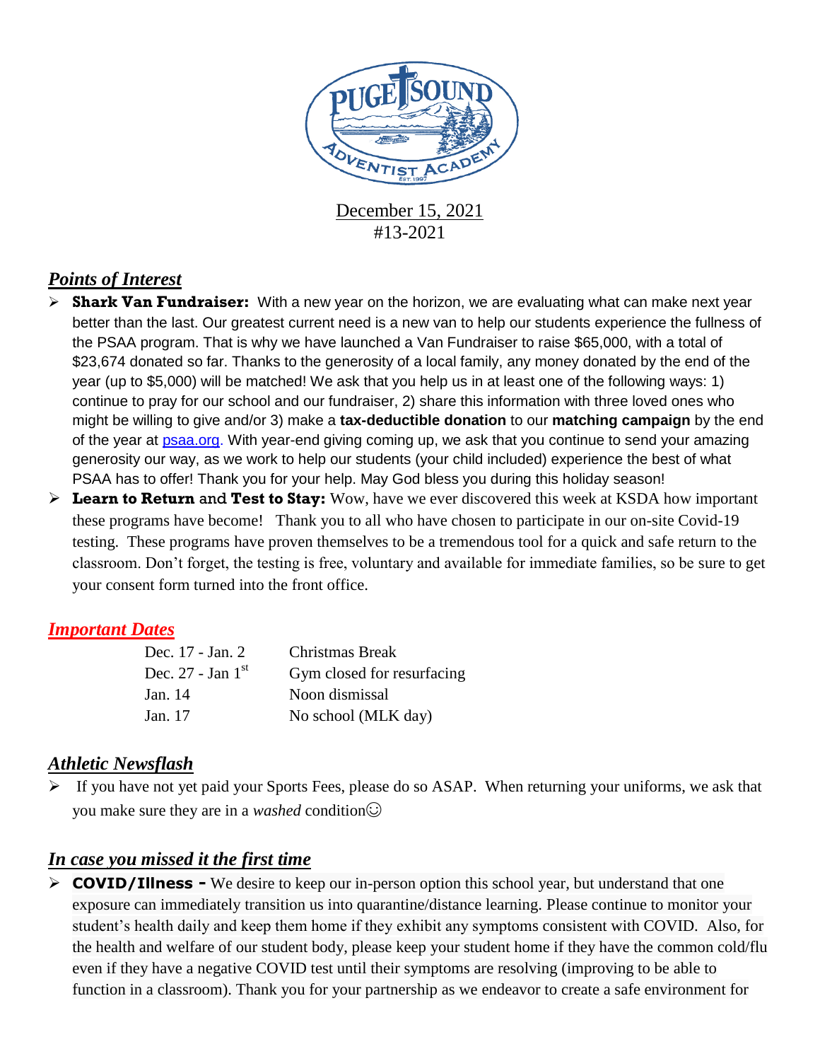December 15, 2021
#13-2021

## *Points of Interest*

- **Shark Van Fundraiser:** With a new year on the horizon, we are evaluating what can make next year better than the last. Our greatest current need is a new van to help our students experience the fullness of the PSAA program. That is why we have launched a Van Fundraiser to raise $65,000, with a total of $23,674 donated so far. Thanks to the generosity of a local family, any money donated by the end of the year (up to $5,000) will be matched! We ask that you help us in at least one of the following ways: 1) continue to pray for our school and our fundraiser, 2) share this information with three loved ones who might be willing to give and/or 3) make a **tax-deductible donation** to our **matching campaign** by the end of the year at [psaa.org](psaa.org). With year-end giving coming up, we ask that you continue to send your amazing generosity our way, as we work to help our students (your child included) experience the best of what PSAA has to offer! Thank you for your help. May God bless you during this holiday season!
- **Learn to Return** and **Test to Stay:** Wow, have we ever discovered this week at KSDA how important these programs have become! Thank you to all who have chosen to participate in our on-site Covid-19 testing. These programs have proven themselves to be a tremendous tool for a quick and safe return to the classroom. Don't forget, the testing is free, voluntary and available for immediate families, so be sure to get your consent form turned into the front office.

## *Important Dates*

| | |
|---|---|
| Dec. 17 - Jan. 2 | Christmas Break |
| Dec. 27 - Jan 1st | Gym closed for resurfacing |
| Jan. 14 | Noon dismissal |
| Jan. 17 | No school (MLK day) |

## *Athletic Newsflash*

- If you have not yet paid your Sports Fees, please do so ASAP. When returning your uniforms, we ask that you make sure they are in a *washed* condition☺

## *In case you missed it the first time*

- **COVID/Illness –** We desire to keep our in-person option this school year, but understand that one exposure can immediately transition us into quarantine/distance learning. Please continue to monitor your student's health daily and keep them home if they exhibit any symptoms consistent with COVID. Also, for the health and welfare of our student body, please keep your student home if they have the common cold/flu even if they have a negative COVID test until their symptoms are resolving (improving to be able to function in a classroom). Thank you for your partnership as we endeavor to create a safe environment for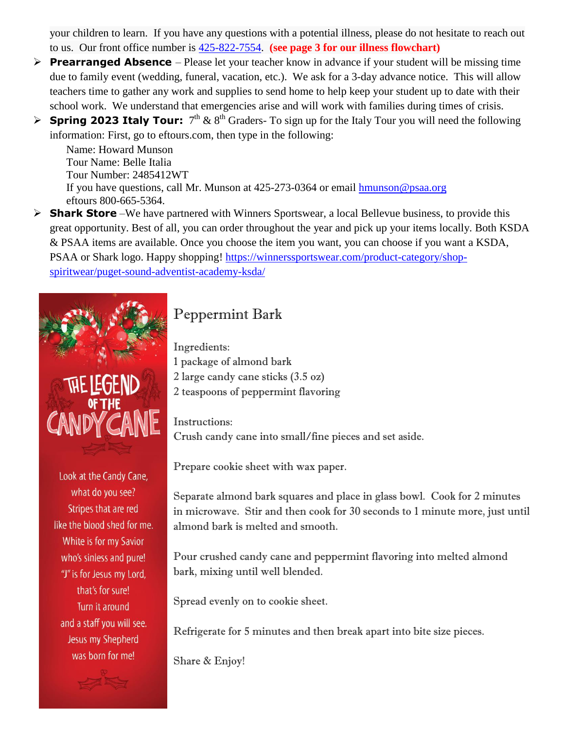your children to learn. If you have any questions with a potential illness, please do not hesitate to reach out to us. Our front office number is 425-822-7554. **(see page 3 for our illness flowchart)**

- **Prearranged Absence** – Please let your teacher know in advance if your student will be missing time due to family event (wedding, funeral, vacation, etc.). We ask for a 3-day advance notice. This will allow teachers time to gather any work and supplies to send home to help keep your student up to date with their school work. We understand that emergencies arise and will work with families during times of crisis.
- **Spring 2023 Italy Tour:** 7th & 8th Graders- To sign up for the Italy Tour you will need the following information: First, go to eftours.com, then type in the following:

  Name: Howard Munson
  Tour Name: Belle Italia
  Tour Number: 2485412WT
  If you have questions, call Mr. Munson at 425-273-0364 or email hmunson@psaa.org
  eftours 800-665-5364.
- **Shark Store** –We have partnered with Winners Sportswear, a local Bellevue business, to provide this great opportunity. Best of all, you can order throughout the year and pick up your items locally. Both KSDA & PSAA items are available. Once you choose the item you want, you can choose if you want a KSDA, PSAA or Shark logo. Happy shopping! https://winnerssportswear.com/product-category/shop-spiritwear/puget-sound-adventist-academy-ksda/

THE LEGEND OF THE CANDY CANE

Look at the Candy Cane,
what do you see?
Stripes that are red
like the blood shed for me.
White is for my Savior
who's sinless and pure!
"J" is for Jesus my Lord,
that's for sure!
Turn it around
and a staff you will see.
Jesus my Shepherd
was born for me!

## Peppermint Bark

Ingredients:
1 package of almond bark
2 large candy cane sticks (3.5 oz)
2 teaspoons of peppermint flavoring

Instructions:
Crush candy cane into small/fine pieces and set aside.

Prepare cookie sheet with wax paper.

Separate almond bark squares and place in glass bowl. Cook for 2 minutes in microwave. Stir and then cook for 30 seconds to 1 minute more, just until almond bark is melted and smooth.

Pour crushed candy cane and peppermint flavoring into melted almond bark, mixing until well blended.

Spread evenly on to cookie sheet.

Refrigerate for 5 minutes and then break apart into bite size pieces.

Share & Enjoy!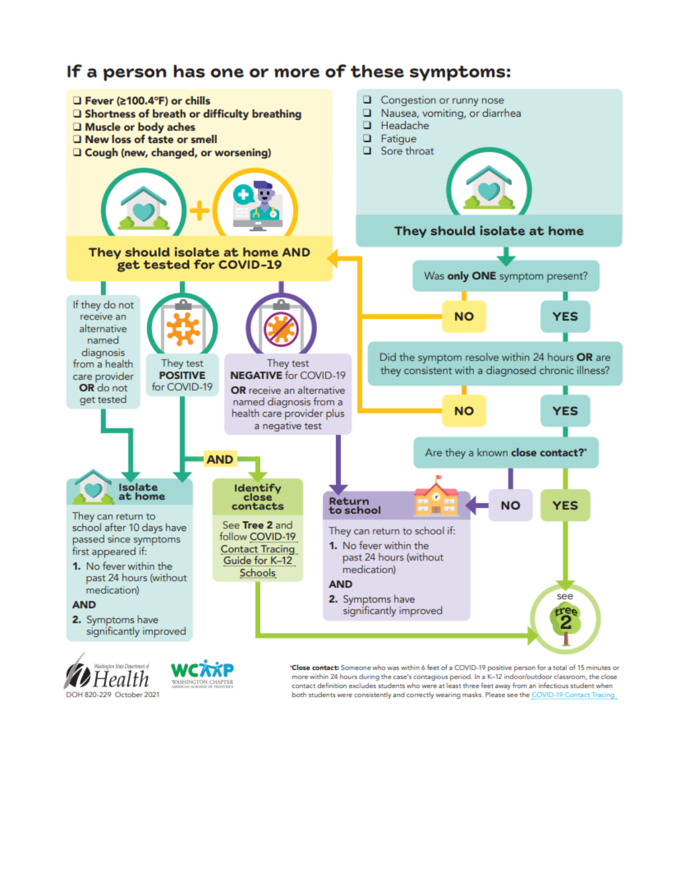# If a person has one or more of these symptoms:

- ❑ **Fever (≥100.4°F) or chills**
- ❑ **Shortness of breath or difficulty breathing**
- ❑ **Muscle or body aches**
- ❑ **New loss of taste or smell**
- ❑ **Cough (new, changed, or worsening)**

**They should isolate at home AND get tested for COVID-19**

- ❑ Congestion or runny nose
- ❑ Nausea, vomiting, or diarrhea
- ❑ Headache
- ❑ Fatigue
- ❑ Sore throat

**They should isolate at home**

Was **only ONE** symptom present?

NO → They should isolate at home AND get tested for COVID-19

YES → Did the symptom resolve within 24 hours **OR** are they consistent with a diagnosed chronic illness?

NO → They should isolate at home AND get tested for COVID-19

YES → Are they a known **close contact?***

NO → Return to school

YES → see tree 2

---

If they do not receive an alternative named diagnosis from a health care provider **OR** do not get tested → Isolate at home

They test **POSITIVE** for COVID-19 → Isolate at home **AND** Identify close contacts

They test **NEGATIVE** for COVID-19 **OR** receive an alternative named diagnosis from a health care provider plus a negative test → Return to school

## Isolate at home

They can return to school after 10 days have passed since symptoms first appeared if:

1. No fever within the past 24 hours (without medication)

**AND**

2. Symptoms have significantly improved

## Identify close contacts

See **Tree 2** and follow COVID-19 Contact Tracing Guide for K-12 Schools → see tree 2

## Return to school

They can return to school if:

1. No fever within the past 24 hours (without medication)

**AND**

2. Symptoms have significantly improved

---

*__Close contact:__ Someone who was within 6 feet of a COVID-19 positive person for a total of 15 minutes or more within 24 hours during the case's contagious period. In a K–12 indoor/outdoor classroom, the close contact definition excludes students who were at least three feet away from an infectious student when both students were consistently and correctly wearing masks. Please see the COVID-19 Contact Tracing

Washington State Department of Health  
WCAAP Washington Chapter American Academy of Pediatrics

DOH 820-229 October 2021